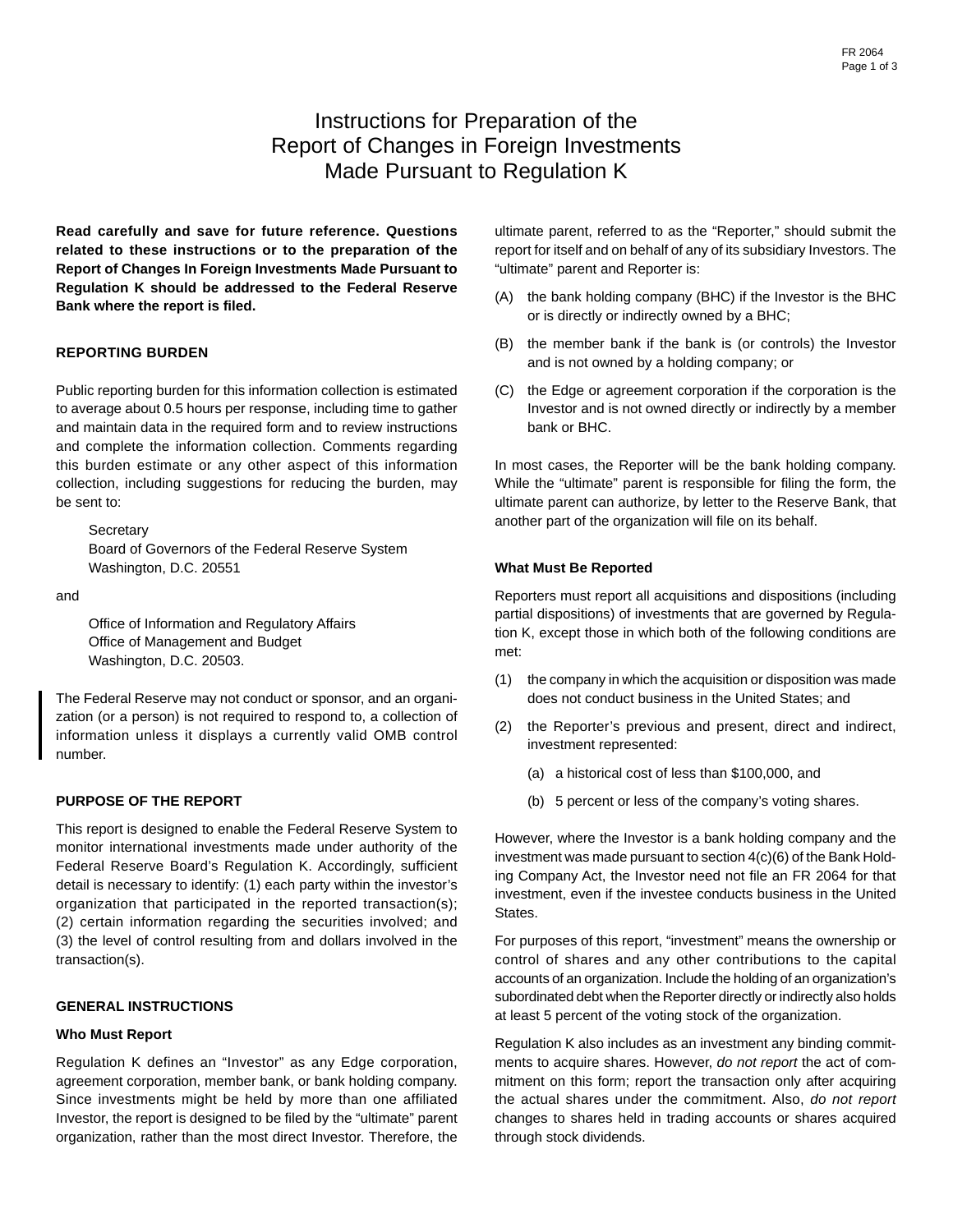# Instructions for Preparation of the Report of Changes in Foreign Investments Made Pursuant to Regulation K

**Read carefully and save for future reference. Questions related to these instructions or to the preparation of the Report of Changes In Foreign Investments Made Pursuant to Regulation K should be addressed to the Federal Reserve Bank where the report is filed.**

## REPORTING BURDEN

Public reporting burden for this information collection is estimated to average about 0.5 hours per response, including time to gather and maintain data in the required form and to review instructions and complete the information collection. Comments regarding this burden estimate or any other aspect of this information collection, including suggestions for reducing the burden, may be sent to:

Secretary
Board of Governors of the Federal Reserve System
Washington, D.C. 20551

and

Office of Information and Regulatory Affairs
Office of Management and Budget
Washington, D.C. 20503.

The Federal Reserve may not conduct or sponsor, and an organization (or a person) is not required to respond to, a collection of information unless it displays a currently valid OMB control number.

## PURPOSE OF THE REPORT

This report is designed to enable the Federal Reserve System to monitor international investments made under authority of the Federal Reserve Board's Regulation K. Accordingly, sufficient detail is necessary to identify: (1) each party within the investor's organization that participated in the reported transaction(s); (2) certain information regarding the securities involved; and (3) the level of control resulting from and dollars involved in the transaction(s).

## GENERAL INSTRUCTIONS

### Who Must Report

Regulation K defines an "Investor" as any Edge corporation, agreement corporation, member bank, or bank holding company. Since investments might be held by more than one affiliated Investor, the report is designed to be filed by the "ultimate" parent organization, rather than the most direct Investor. Therefore, the ultimate parent, referred to as the "Reporter," should submit the report for itself and on behalf of any of its subsidiary Investors. The "ultimate" parent and Reporter is:

(A) the bank holding company (BHC) if the Investor is the BHC or is directly or indirectly owned by a BHC;

(B) the member bank if the bank is (or controls) the Investor and is not owned by a holding company; or

(C) the Edge or agreement corporation if the corporation is the Investor and is not owned directly or indirectly by a member bank or BHC.

In most cases, the Reporter will be the bank holding company. While the "ultimate" parent is responsible for filing the form, the ultimate parent can authorize, by letter to the Reserve Bank, that another part of the organization will file on its behalf.

### What Must Be Reported

Reporters must report all acquisitions and dispositions (including partial dispositions) of investments that are governed by Regulation K, except those in which both of the following conditions are met:

(1) the company in which the acquisition or disposition was made does not conduct business in the United States; and

(2) the Reporter's previous and present, direct and indirect, investment represented:

  (a) a historical cost of less than $100,000, and

  (b) 5 percent or less of the company's voting shares.

However, where the Investor is a bank holding company and the investment was made pursuant to section 4(c)(6) of the Bank Holding Company Act, the Investor need not file an FR 2064 for that investment, even if the investee conducts business in the United States.

For purposes of this report, "investment" means the ownership or control of shares and any other contributions to the capital accounts of an organization. Include the holding of an organization's subordinated debt when the Reporter directly or indirectly also holds at least 5 percent of the voting stock of the organization.

Regulation K also includes as an investment any binding commitments to acquire shares. However, *do not report* the act of commitment on this form; report the transaction only after acquiring the actual shares under the commitment. Also, *do not report* changes to shares held in trading accounts or shares acquired through stock dividends.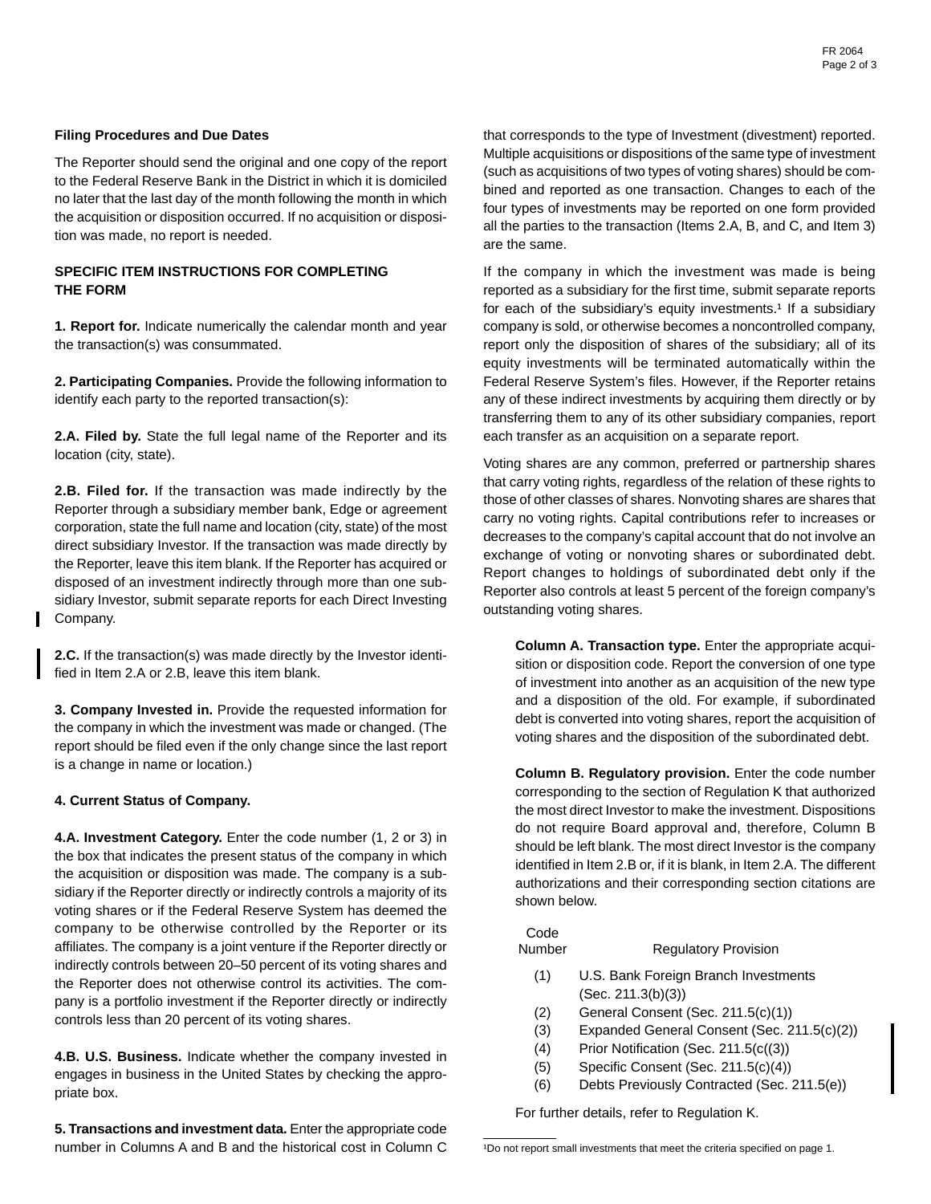**Filing Procedures and Due Dates**

The Reporter should send the original and one copy of the report to the Federal Reserve Bank in the District in which it is domiciled no later that the last day of the month following the month in which the acquisition or disposition occurred. If no acquisition or disposition was made, no report is needed.

**SPECIFIC ITEM INSTRUCTIONS FOR COMPLETING THE FORM**

**1. Report for.** Indicate numerically the calendar month and year the transaction(s) was consummated.

**2. Participating Companies.** Provide the following information to identify each party to the reported transaction(s):

**2.A. Filed by.** State the full legal name of the Reporter and its location (city, state).

**2.B. Filed for.** If the transaction was made indirectly by the Reporter through a subsidiary member bank, Edge or agreement corporation, state the full name and location (city, state) of the most direct subsidiary Investor. If the transaction was made directly by the Reporter, leave this item blank. If the Reporter has acquired or disposed of an investment indirectly through more than one subsidiary Investor, submit separate reports for each Direct Investing Company.

**2.C.** If the transaction(s) was made directly by the Investor identified in Item 2.A or 2.B, leave this item blank.

**3. Company Invested in.** Provide the requested information for the company in which the investment was made or changed. (The report should be filed even if the only change since the last report is a change in name or location.)

**4. Current Status of Company.**

**4.A. Investment Category.** Enter the code number (1, 2 or 3) in the box that indicates the present status of the company in which the acquisition or disposition was made. The company is a subsidiary if the Reporter directly or indirectly controls a majority of its voting shares or if the Federal Reserve System has deemed the company to be otherwise controlled by the Reporter or its affiliates. The company is a joint venture if the Reporter directly or indirectly controls between 20–50 percent of its voting shares and the Reporter does not otherwise control its activities. The company is a portfolio investment if the Reporter directly or indirectly controls less than 20 percent of its voting shares.

**4.B. U.S. Business.** Indicate whether the company invested in engages in business in the United States by checking the appropriate box.

**5. Transactions and investment data.** Enter the appropriate code number in Columns A and B and the historical cost in Column C that corresponds to the type of Investment (divestment) reported. Multiple acquisitions or dispositions of the same type of investment (such as acquisitions of two types of voting shares) should be combined and reported as one transaction. Changes to each of the four types of investments may be reported on one form provided all the parties to the transaction (Items 2.A, B, and C, and Item 3) are the same.

If the company in which the investment was made is being reported as a subsidiary for the first time, submit separate reports for each of the subsidiary's equity investments.[1] If a subsidiary company is sold, or otherwise becomes a noncontrolled company, report only the disposition of shares of the subsidiary; all of its equity investments will be terminated automatically within the Federal Reserve System's files. However, if the Reporter retains any of these indirect investments by acquiring them directly or by transferring them to any of its other subsidiary companies, report each transfer as an acquisition on a separate report.

Voting shares are any common, preferred or partnership shares that carry voting rights, regardless of the relation of these rights to those of other classes of shares. Nonvoting shares are shares that carry no voting rights. Capital contributions refer to increases or decreases to the company's capital account that do not involve an exchange of voting or nonvoting shares or subordinated debt. Report changes to holdings of subordinated debt only if the Reporter also controls at least 5 percent of the foreign company's outstanding voting shares.

**Column A. Transaction type.** Enter the appropriate acquisition or disposition code. Report the conversion of one type of investment into another as an acquisition of the new type and a disposition of the old. For example, if subordinated debt is converted into voting shares, report the acquisition of voting shares and the disposition of the subordinated debt.

**Column B. Regulatory provision.** Enter the code number corresponding to the section of Regulation K that authorized the most direct Investor to make the investment. Dispositions do not require Board approval and, therefore, Column B should be left blank. The most direct Investor is the company identified in Item 2.B or, if it is blank, in Item 2.A. The different authorizations and their corresponding section citations are shown below.

| Code Number | Regulatory Provision |
|---|---|
| (1) | U.S. Bank Foreign Branch Investments (Sec. 211.3(b)(3)) |
| (2) | General Consent (Sec. 211.5(c)(1)) |
| (3) | Expanded General Consent (Sec. 211.5(c)(2)) |
| (4) | Prior Notification (Sec. 211.5(c((3)) |
| (5) | Specific Consent (Sec. 211.5(c)(4)) |
| (6) | Debts Previously Contracted (Sec. 211.5(e)) |

For further details, refer to Regulation K.

[1]Do not report small investments that meet the criteria specified on page 1.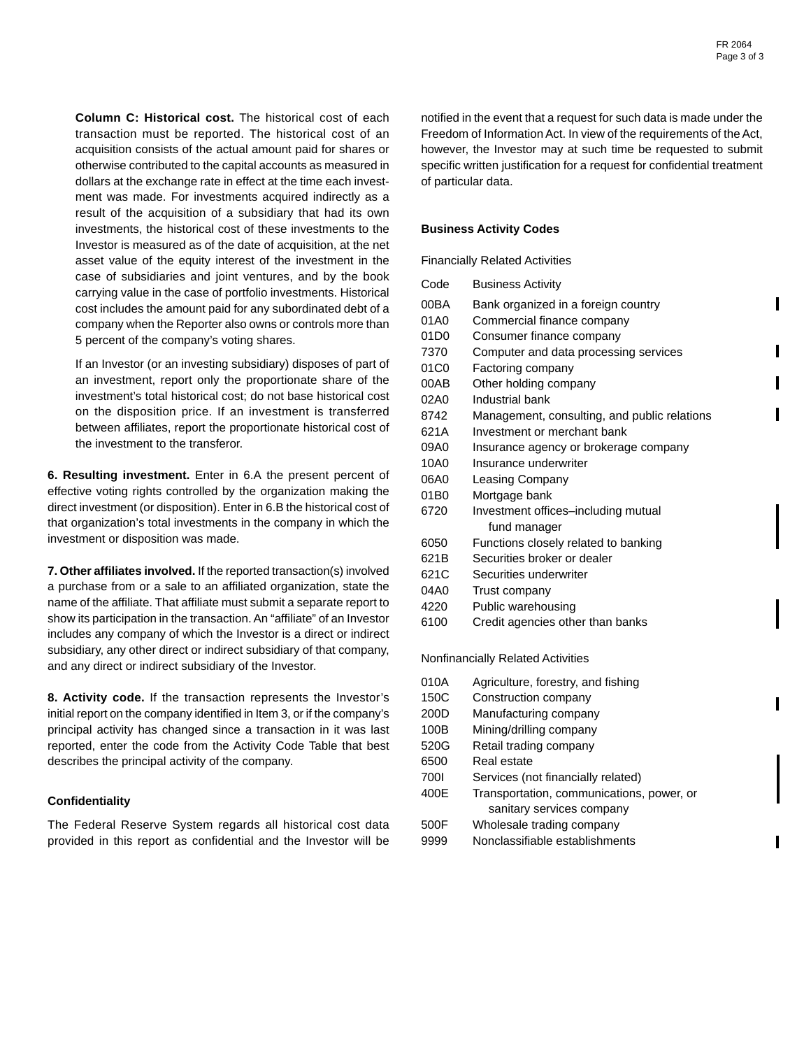**Column C: Historical cost.** The historical cost of each transaction must be reported. The historical cost of an acquisition consists of the actual amount paid for shares or otherwise contributed to the capital accounts as measured in dollars at the exchange rate in effect at the time each investment was made. For investments acquired indirectly as a result of the acquisition of a subsidiary that had its own investments, the historical cost of these investments to the Investor is measured as of the date of acquisition, at the net asset value of the equity interest of the investment in the case of subsidiaries and joint ventures, and by the book carrying value in the case of portfolio investments. Historical cost includes the amount paid for any subordinated debt of a company when the Reporter also owns or controls more than 5 percent of the company's voting shares.

If an Investor (or an investing subsidiary) disposes of part of an investment, report only the proportionate share of the investment's total historical cost; do not base historical cost on the disposition price. If an investment is transferred between affiliates, report the proportionate historical cost of the investment to the transferor.

**6. Resulting investment.** Enter in 6.A the present percent of effective voting rights controlled by the organization making the direct investment (or disposition). Enter in 6.B the historical cost of that organization's total investments in the company in which the investment or disposition was made.

**7. Other affiliates involved.** If the reported transaction(s) involved a purchase from or a sale to an affiliated organization, state the name of the affiliate. That affiliate must submit a separate report to show its participation in the transaction. An "affiliate" of an Investor includes any company of which the Investor is a direct or indirect subsidiary, any other direct or indirect subsidiary of that company, and any direct or indirect subsidiary of the Investor.

**8. Activity code.** If the transaction represents the Investor's initial report on the company identified in Item 3, or if the company's principal activity has changed since a transaction in it was last reported, enter the code from the Activity Code Table that best describes the principal activity of the company.

### Confidentiality

The Federal Reserve System regards all historical cost data provided in this report as confidential and the Investor will be notified in the event that a request for such data is made under the Freedom of Information Act. In view of the requirements of the Act, however, the Investor may at such time be requested to submit specific written justification for a request for confidential treatment of particular data.

### Business Activity Codes

Financially Related Activities

| Code | Business Activity |
|---|---|
| 00BA | Bank organized in a foreign country |
| 01A0 | Commercial finance company |
| 01D0 | Consumer finance company |
| 7370 | Computer and data processing services |
| 01C0 | Factoring company |
| 00AB | Other holding company |
| 02A0 | Industrial bank |
| 8742 | Management, consulting, and public relations |
| 621A | Investment or merchant bank |
| 09A0 | Insurance agency or brokerage company |
| 10A0 | Insurance underwriter |
| 06A0 | Leasing Company |
| 01B0 | Mortgage bank |
| 6720 | Investment offices–including mutual fund manager |
| 6050 | Functions closely related to banking |
| 621B | Securities broker or dealer |
| 621C | Securities underwriter |
| 04A0 | Trust company |
| 4220 | Public warehousing |
| 6100 | Credit agencies other than banks |

Nonfinancially Related Activities

| | |
|---|---|
| 010A | Agriculture, forestry, and fishing |
| 150C | Construction company |
| 200D | Manufacturing company |
| 100B | Mining/drilling company |
| 520G | Retail trading company |
| 6500 | Real estate |
| 700I | Services (not financially related) |
| 400E | Transportation, communications, power, or sanitary services company |
| 500F | Wholesale trading company |
| 9999 | Nonclassifiable establishments |